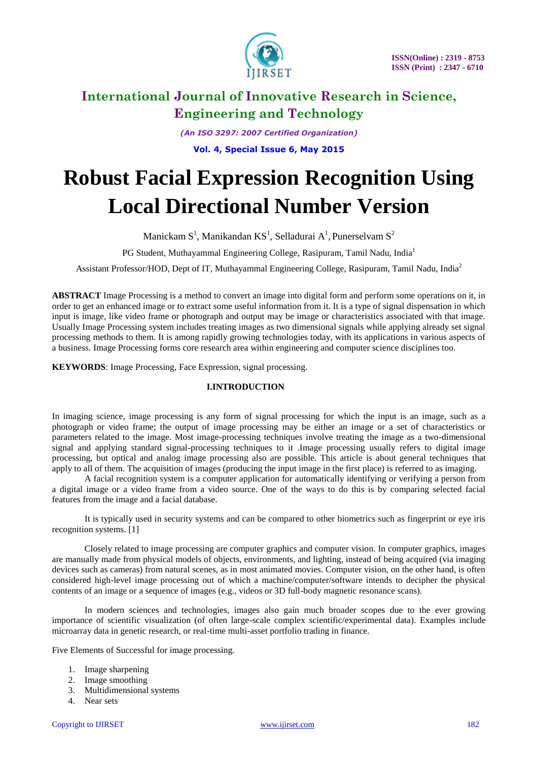# Robust Facial Expression Recognition Using Local Directional Number Version

Manickam S[1], Manikandan KS[1], Selladurai A[1], Punerselvam S[2]

PG Student, Muthayammal Engineering College, Rasipuram, Tamil Nadu, India[1]

Assistant Professor/HOD, Dept of IT, Muthayammal Engineering College, Rasipuram, Tamil Nadu, India[2]

**ABSTRACT** Image Processing is a method to convert an image into digital form and perform some operations on it, in order to get an enhanced image or to extract some useful information from it. It is a type of signal dispensation in which input is image, like video frame or photograph and output may be image or characteristics associated with that image. Usually Image Processing system includes treating images as two dimensional signals while applying already set signal processing methods to them. It is among rapidly growing technologies today, with its applications in various aspects of a business. Image Processing forms core research area within engineering and computer science disciplines too.

**KEYWORDS**: Image Processing, Face Expression, signal processing.

## I.INTRODUCTION

In imaging science, image processing is any form of signal processing for which the input is an image, such as a photograph or video frame; the output of image processing may be either an image or a set of characteristics or parameters related to the image. Most image-processing techniques involve treating the image as a two-dimensional signal and applying standard signal-processing techniques to it .Image processing usually refers to digital image processing, but optical and analog image processing also are possible. This article is about general techniques that apply to all of them. The acquisition of images (producing the input image in the first place) is referred to as imaging.

A facial recognition system is a computer application for automatically identifying or verifying a person from a digital image or a video frame from a video source. One of the ways to do this is by comparing selected facial features from the image and a facial database.

It is typically used in security systems and can be compared to other biometrics such as fingerprint or eye iris recognition systems. [1]

Closely related to image processing are computer graphics and computer vision. In computer graphics, images are manually made from physical models of objects, environments, and lighting, instead of being acquired (via imaging devices such as cameras) from natural scenes, as in most animated movies. Computer vision, on the other hand, is often considered high-level image processing out of which a machine/computer/software intends to decipher the physical contents of an image or a sequence of images (e.g., videos or 3D full-body magnetic resonance scans).

In modern sciences and technologies, images also gain much broader scopes due to the ever growing importance of scientific visualization (of often large-scale complex scientific/experimental data). Examples include microarray data in genetic research, or real-time multi-asset portfolio trading in finance.

Five Elements of Successful for image processing.

1. Image sharpening
2. Image smoothing
3. Multidimensional systems
4. Near sets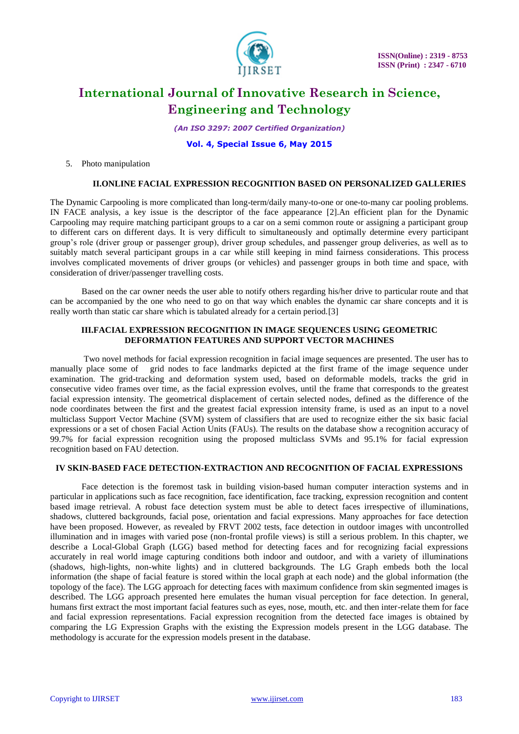5. Photo manipulation

## II.ONLINE FACIAL EXPRESSION RECOGNITION BASED ON PERSONALIZED GALLERIES

The Dynamic Carpooling is more complicated than long-term/daily many-to-one or one-to-many car pooling problems. IN FACE analysis, a key issue is the descriptor of the face appearance [2].An efficient plan for the Dynamic Carpooling may require matching participant groups to a car on a semi common route or assigning a participant group to different cars on different days. It is very difficult to simultaneously and optimally determine every participant group's role (driver group or passenger group), driver group schedules, and passenger group deliveries, as well as to suitably match several participant groups in a car while still keeping in mind fairness considerations. This process involves complicated movements of driver groups (or vehicles) and passenger groups in both time and space, with consideration of driver/passenger travelling costs.

Based on the car owner needs the user able to notify others regarding his/her drive to particular route and that can be accompanied by the one who need to go on that way which enables the dynamic car share concepts and it is really worth than static car share which is tabulated already for a certain period.[3]

## III.FACIAL EXPRESSION RECOGNITION IN IMAGE SEQUENCES USING GEOMETRIC DEFORMATION FEATURES AND SUPPORT VECTOR MACHINES

Two novel methods for facial expression recognition in facial image sequences are presented. The user has to manually place some of grid nodes to face landmarks depicted at the first frame of the image sequence under examination. The grid-tracking and deformation system used, based on deformable models, tracks the grid in consecutive video frames over time, as the facial expression evolves, until the frame that corresponds to the greatest facial expression intensity. The geometrical displacement of certain selected nodes, defined as the difference of the node coordinates between the first and the greatest facial expression intensity frame, is used as an input to a novel multiclass Support Vector Machine (SVM) system of classifiers that are used to recognize either the six basic facial expressions or a set of chosen Facial Action Units (FAUs). The results on the database show a recognition accuracy of 99.7% for facial expression recognition using the proposed multiclass SVMs and 95.1% for facial expression recognition based on FAU detection.

## IV SKIN-BASED FACE DETECTION-EXTRACTION AND RECOGNITION OF FACIAL EXPRESSIONS

Face detection is the foremost task in building vision-based human computer interaction systems and in particular in applications such as face recognition, face identification, face tracking, expression recognition and content based image retrieval. A robust face detection system must be able to detect faces irrespective of illuminations, shadows, cluttered backgrounds, facial pose, orientation and facial expressions. Many approaches for face detection have been proposed. However, as revealed by FRVT 2002 tests, face detection in outdoor images with uncontrolled illumination and in images with varied pose (non-frontal profile views) is still a serious problem. In this chapter, we describe a Local-Global Graph (LGG) based method for detecting faces and for recognizing facial expressions accurately in real world image capturing conditions both indoor and outdoor, and with a variety of illuminations (shadows, high-lights, non-white lights) and in cluttered backgrounds. The LG Graph embeds both the local information (the shape of facial feature is stored within the local graph at each node) and the global information (the topology of the face). The LGG approach for detecting faces with maximum confidence from skin segmented images is described. The LGG approach presented here emulates the human visual perception for face detection. In general, humans first extract the most important facial features such as eyes, nose, mouth, etc. and then inter-relate them for face and facial expression representations. Facial expression recognition from the detected face images is obtained by comparing the LG Expression Graphs with the existing the Expression models present in the LGG database. The methodology is accurate for the expression models present in the database.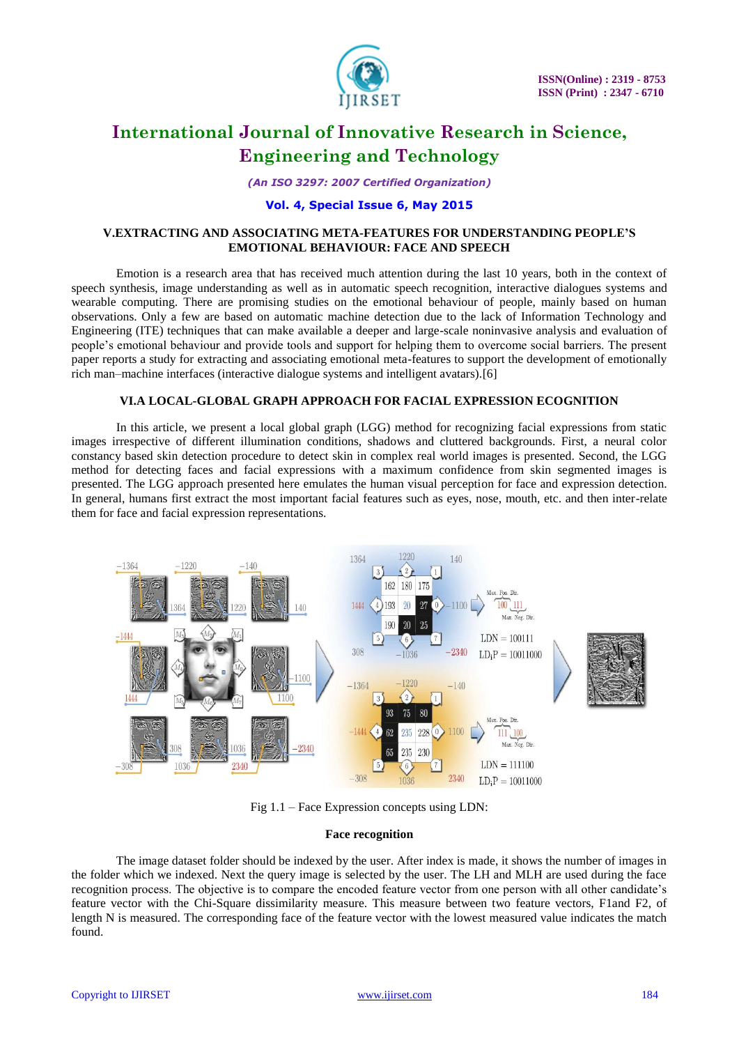### V.EXTRACTING AND ASSOCIATING META-FEATURES FOR UNDERSTANDING PEOPLE'S EMOTIONAL BEHAVIOUR: FACE AND SPEECH

Emotion is a research area that has received much attention during the last 10 years, both in the context of speech synthesis, image understanding as well as in automatic speech recognition, interactive dialogues systems and wearable computing. There are promising studies on the emotional behaviour of people, mainly based on human observations. Only a few are based on automatic machine detection due to the lack of Information Technology and Engineering (ITE) techniques that can make available a deeper and large-scale noninvasive analysis and evaluation of people's emotional behaviour and provide tools and support for helping them to overcome social barriers. The present paper reports a study for extracting and associating emotional meta-features to support the development of emotionally rich man–machine interfaces (interactive dialogue systems and intelligent avatars).[6]

### VI.A LOCAL-GLOBAL GRAPH APPROACH FOR FACIAL EXPRESSION ECOGNITION

In this article, we present a local global graph (LGG) method for recognizing facial expressions from static images irrespective of different illumination conditions, shadows and cluttered backgrounds. First, a neural color constancy based skin detection procedure to detect skin in complex real world images is presented. Second, the LGG method for detecting faces and facial expressions with a maximum confidence from skin segmented images is presented. The LGG approach presented here emulates the human visual perception for face and expression detection. In general, humans first extract the most important facial features such as eyes, nose, mouth, etc. and then inter-relate them for face and facial expression representations.

Fig 1.1 – Face Expression concepts using LDN:

**Face recognition**

The image dataset folder should be indexed by the user. After index is made, it shows the number of images in the folder which we indexed. Next the query image is selected by the user. The LH and MLH are used during the face recognition process. The objective is to compare the encoded feature vector from one person with all other candidate's feature vector with the Chi-Square dissimilarity measure. This measure between two feature vectors, F1and F2, of length N is measured. The corresponding face of the feature vector with the lowest measured value indicates the match found.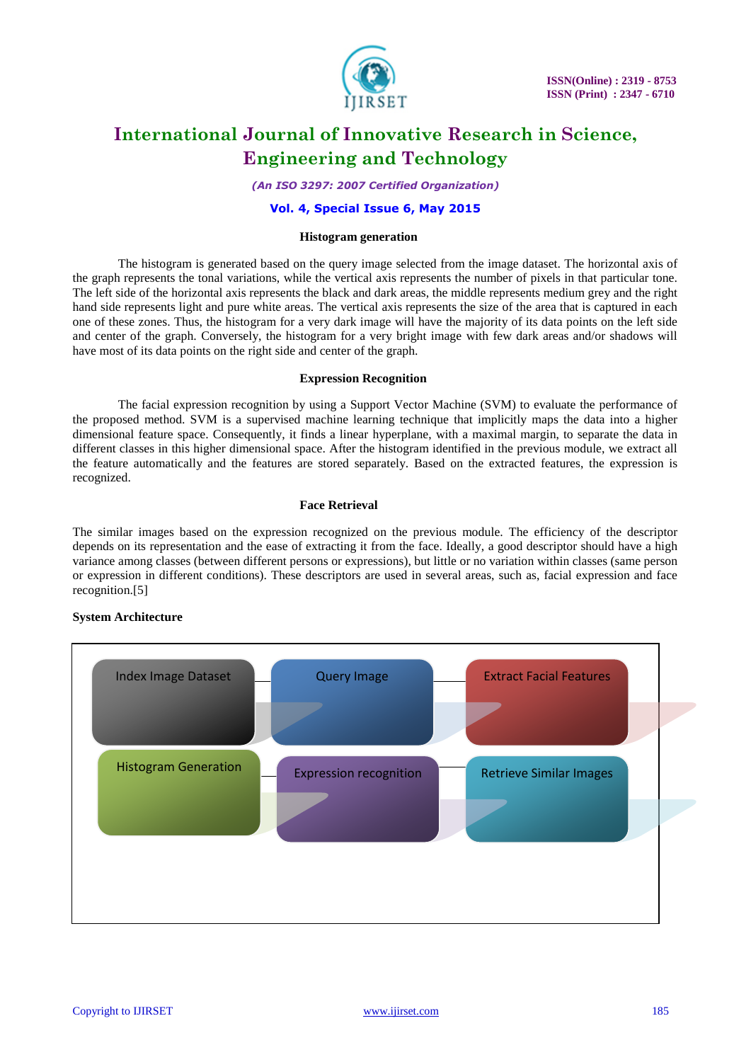### Histogram generation

The histogram is generated based on the query image selected from the image dataset. The horizontal axis of the graph represents the tonal variations, while the vertical axis represents the number of pixels in that particular tone. The left side of the horizontal axis represents the black and dark areas, the middle represents medium grey and the right hand side represents light and pure white areas. The vertical axis represents the size of the area that is captured in each one of these zones. Thus, the histogram for a very dark image will have the majority of its data points on the left side and center of the graph. Conversely, the histogram for a very bright image with few dark areas and/or shadows will have most of its data points on the right side and center of the graph.

### Expression Recognition

The facial expression recognition by using a Support Vector Machine (SVM) to evaluate the performance of the proposed method. SVM is a supervised machine learning technique that implicitly maps the data into a higher dimensional feature space. Consequently, it finds a linear hyperplane, with a maximal margin, to separate the data in different classes in this higher dimensional space. After the histogram identified in the previous module, we extract all the feature automatically and the features are stored separately. Based on the extracted features, the expression is recognized.

### Face Retrieval

The similar images based on the expression recognized on the previous module. The efficiency of the descriptor depends on its representation and the ease of extracting it from the face. Ideally, a good descriptor should have a high variance among classes (between different persons or expressions), but little or no variation within classes (same person or expression in different conditions). These descriptors are used in several areas, such as, facial expression and face recognition.[5]

**System Architecture**

Index Image Dataset → Query Image → Extract Facial Features

Histogram Generation → Expression recognition → Retrieve Similar Images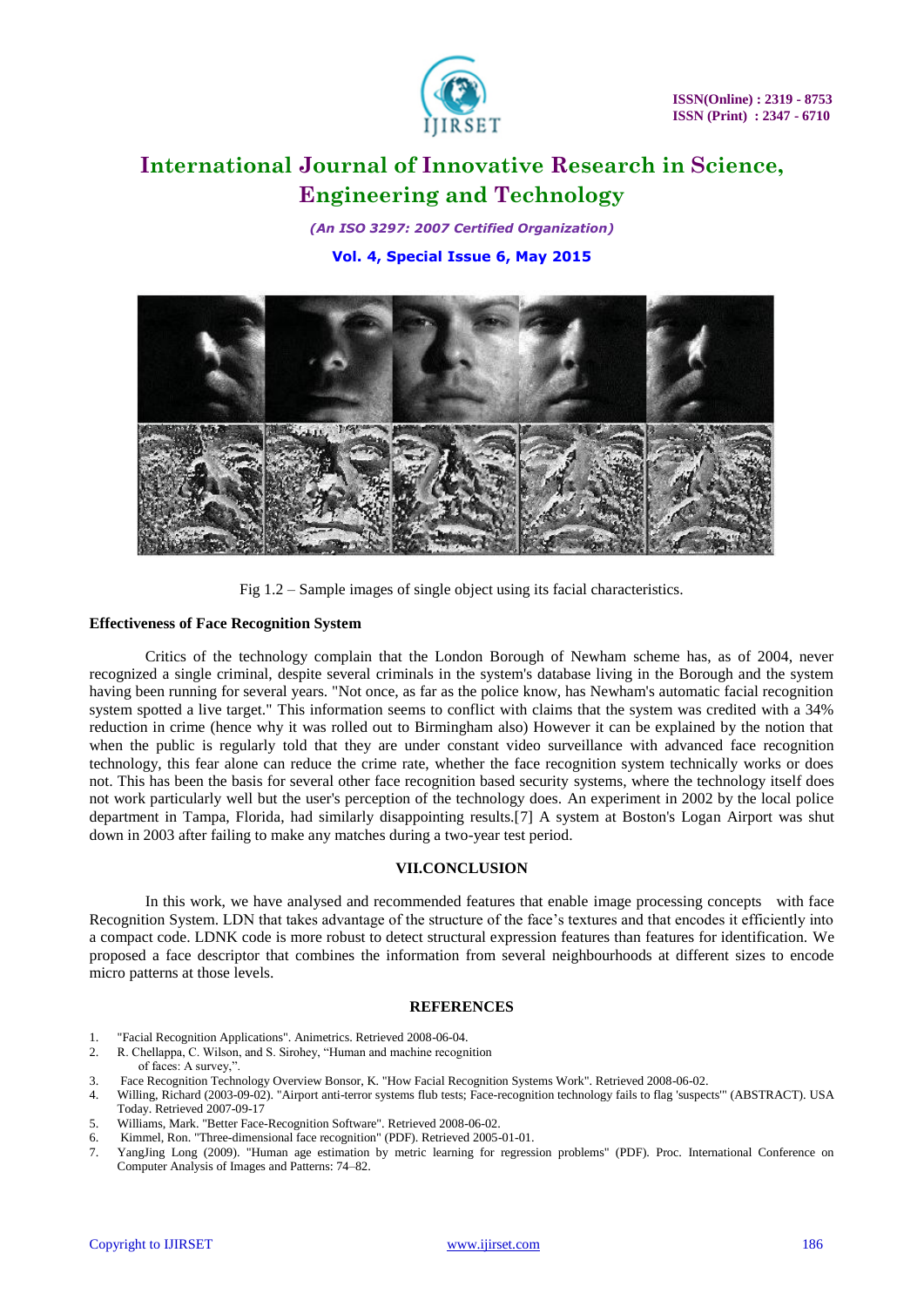Fig 1.2 – Sample images of single object using its facial characteristics.

### Effectiveness of Face Recognition System

Critics of the technology complain that the London Borough of Newham scheme has, as of 2004, never recognized a single criminal, despite several criminals in the system's database living in the Borough and the system having been running for several years. "Not once, as far as the police know, has Newham's automatic facial recognition system spotted a live target." This information seems to conflict with claims that the system was credited with a 34% reduction in crime (hence why it was rolled out to Birmingham also) However it can be explained by the notion that when the public is regularly told that they are under constant video surveillance with advanced face recognition technology, this fear alone can reduce the crime rate, whether the face recognition system technically works or does not. This has been the basis for several other face recognition based security systems, where the technology itself does not work particularly well but the user's perception of the technology does. An experiment in 2002 by the local police department in Tampa, Florida, had similarly disappointing results.[7] A system at Boston's Logan Airport was shut down in 2003 after failing to make any matches during a two-year test period.

## VII.CONCLUSION

In this work, we have analysed and recommended features that enable image processing concepts with face Recognition System. LDN that takes advantage of the structure of the face's textures and that encodes it efficiently into a compact code. LDNK code is more robust to detect structural expression features than features for identification. We proposed a face descriptor that combines the information from several neighbourhoods at different sizes to encode micro patterns at those levels.

## REFERENCES

1. "Facial Recognition Applications". Animetrics. Retrieved 2008-06-04.
2. R. Chellappa, C. Wilson, and S. Sirohey, "Human and machine recognition of faces: A survey,".
3. Face Recognition Technology Overview Bonsor, K. "How Facial Recognition Systems Work". Retrieved 2008-06-02.
4. Willing, Richard (2003-09-02). "Airport anti-terror systems flub tests; Face-recognition technology fails to flag 'suspects'" (ABSTRACT). USA Today. Retrieved 2007-09-17
5. Williams, Mark. "Better Face-Recognition Software". Retrieved 2008-06-02.
6. Kimmel, Ron. "Three-dimensional face recognition" (PDF). Retrieved 2005-01-01.
7. YangJing Long (2009). "Human age estimation by metric learning for regression problems" (PDF). Proc. International Conference on Computer Analysis of Images and Patterns: 74–82.